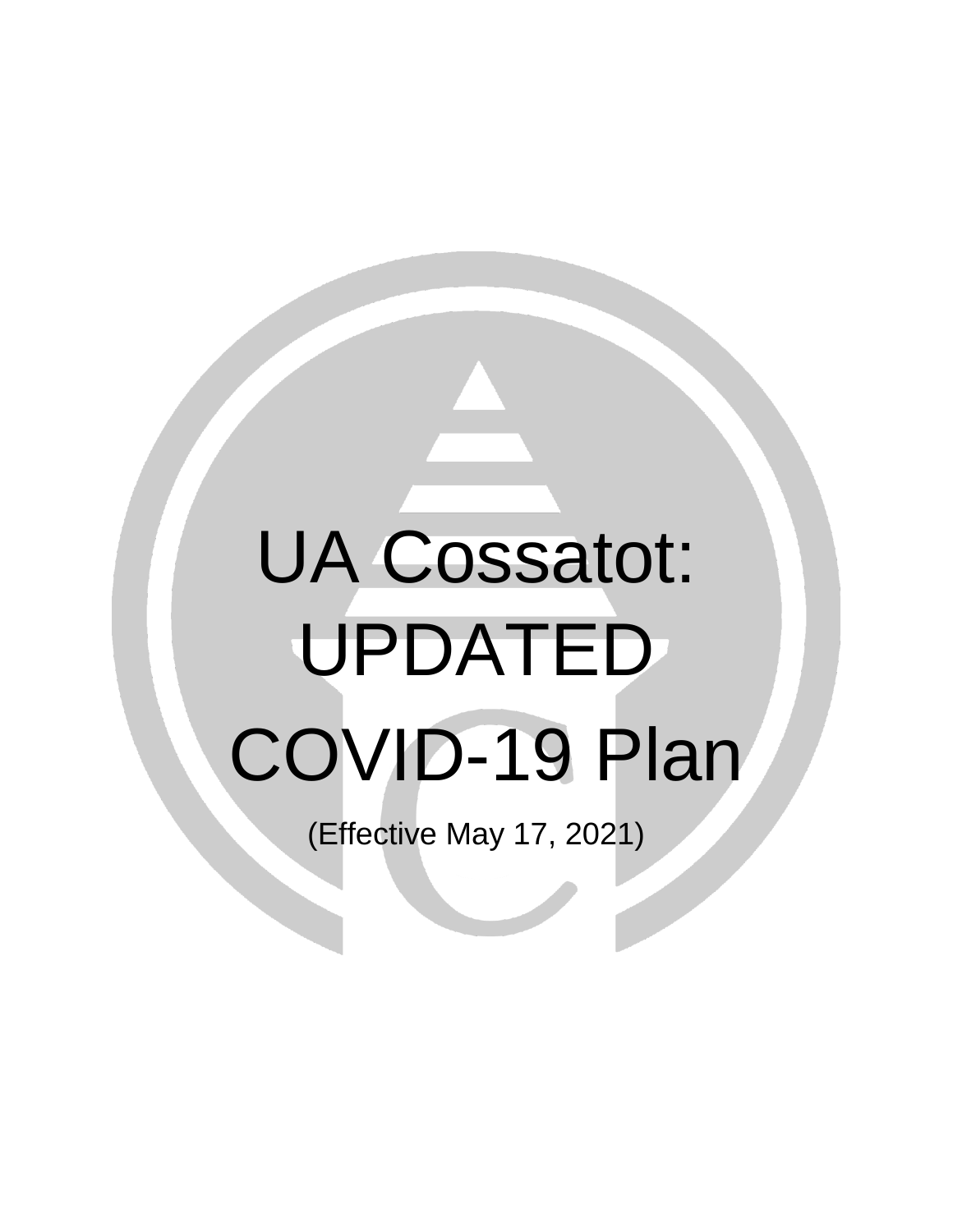# UA Cossatot: UPDATED COVID-19 Plan

(Effective May 17, 2021)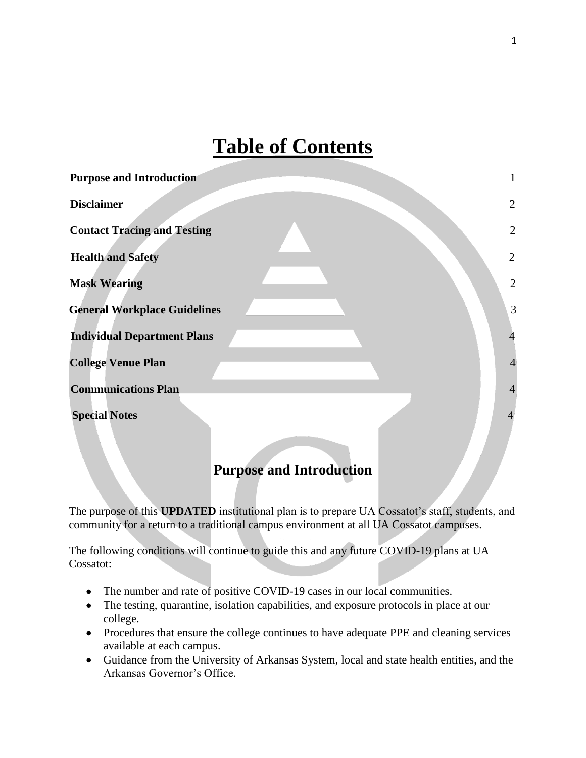# Table of Contents

| Section | Page |
|---|---|
| **Purpose and Introduction** | 1 |
| **Disclaimer** | 2 |
| **Contact Tracing and Testing** | 2 |
| **Health and Safety** | 2 |
| **Mask Wearing** | 2 |
| **General Workplace Guidelines** | 3 |
| **Individual Department Plans** | 4 |
| **College Venue Plan** | 4 |
| **Communications Plan** | 4 |
| **Special Notes** | 4 |

## Purpose and Introduction

The purpose of this **UPDATED** institutional plan is to prepare UA Cossatot's staff, students, and community for a return to a traditional campus environment at all UA Cossatot campuses.

The following conditions will continue to guide this and any future COVID-19 plans at UA Cossatot:

- The number and rate of positive COVID-19 cases in our local communities.
- The testing, quarantine, isolation capabilities, and exposure protocols in place at our college.
- Procedures that ensure the college continues to have adequate PPE and cleaning services available at each campus.
- Guidance from the University of Arkansas System, local and state health entities, and the Arkansas Governor's Office.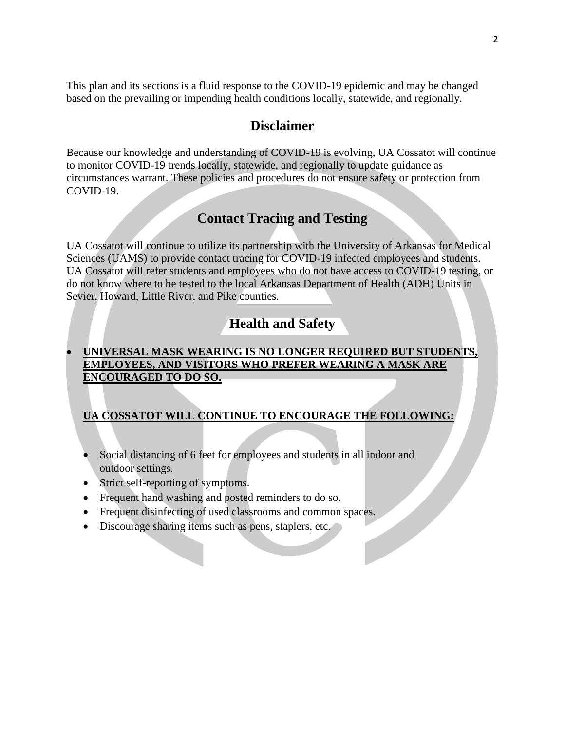This plan and its sections is a fluid response to the COVID-19 epidemic and may be changed based on the prevailing or impending health conditions locally, statewide, and regionally.

## Disclaimer

Because our knowledge and understanding of COVID-19 is evolving, UA Cossatot will continue to monitor COVID-19 trends locally, statewide, and regionally to update guidance as circumstances warrant. These policies and procedures do not ensure safety or protection from COVID-19.

## Contact Tracing and Testing

UA Cossatot will continue to utilize its partnership with the University of Arkansas for Medical Sciences (UAMS) to provide contact tracing for COVID-19 infected employees and students. UA Cossatot will refer students and employees who do not have access to COVID-19 testing, or do not know where to be tested to the local Arkansas Department of Health (ADH) Units in Sevier, Howard, Little River, and Pike counties.

## Health and Safety

- **UNIVERSAL MASK WEARING IS NO LONGER REQUIRED BUT STUDENTS, EMPLOYEES, AND VISITORS WHO PREFER WEARING A MASK ARE ENCOURAGED TO DO SO.**

  **UA COSSATOT WILL CONTINUE TO ENCOURAGE THE FOLLOWING:**

  - Social distancing of 6 feet for employees and students in all indoor and outdoor settings.
  - Strict self-reporting of symptoms.
  - Frequent hand washing and posted reminders to do so.
  - Frequent disinfecting of used classrooms and common spaces.
  - Discourage sharing items such as pens, staplers, etc.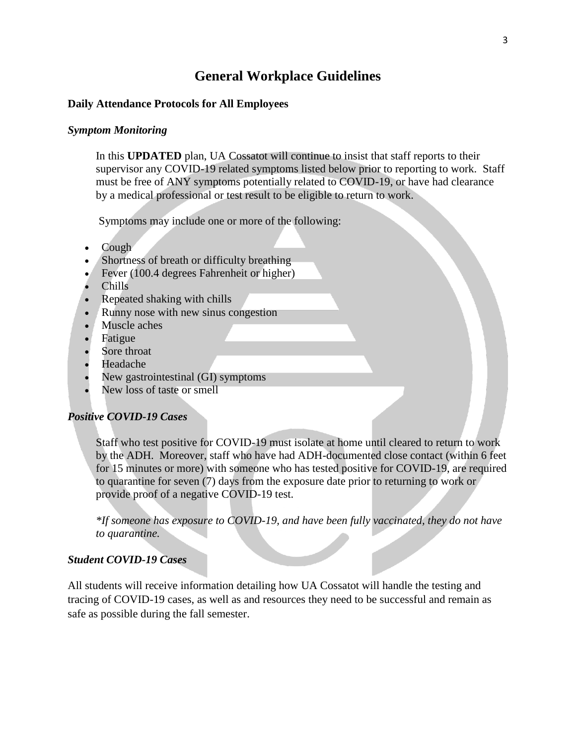# General Workplace Guidelines

**Daily Attendance Protocols for All Employees**

***Symptom Monitoring***

In this **UPDATED** plan, UA Cossatot will continue to insist that staff reports to their supervisor any COVID-19 related symptoms listed below prior to reporting to work. Staff must be free of ANY symptoms potentially related to COVID-19, or have had clearance by a medical professional or test result to be eligible to return to work.

Symptoms may include one or more of the following:

- Cough
- Shortness of breath or difficulty breathing
- Fever (100.4 degrees Fahrenheit or higher)
- Chills
- Repeated shaking with chills
- Runny nose with new sinus congestion
- Muscle aches
- Fatigue
- Sore throat
- Headache
- New gastrointestinal (GI) symptoms
- New loss of taste or smell

***Positive COVID-19 Cases***

Staff who test positive for COVID-19 must isolate at home until cleared to return to work by the ADH. Moreover, staff who have had ADH-documented close contact (within 6 feet for 15 minutes or more) with someone who has tested positive for COVID-19, are required to quarantine for seven (7) days from the exposure date prior to returning to work or provide proof of a negative COVID-19 test.

*\*If someone has exposure to COVID-19, and have been fully vaccinated, they do not have to quarantine.*

***Student COVID-19 Cases***

All students will receive information detailing how UA Cossatot will handle the testing and tracing of COVID-19 cases, as well as and resources they need to be successful and remain as safe as possible during the fall semester.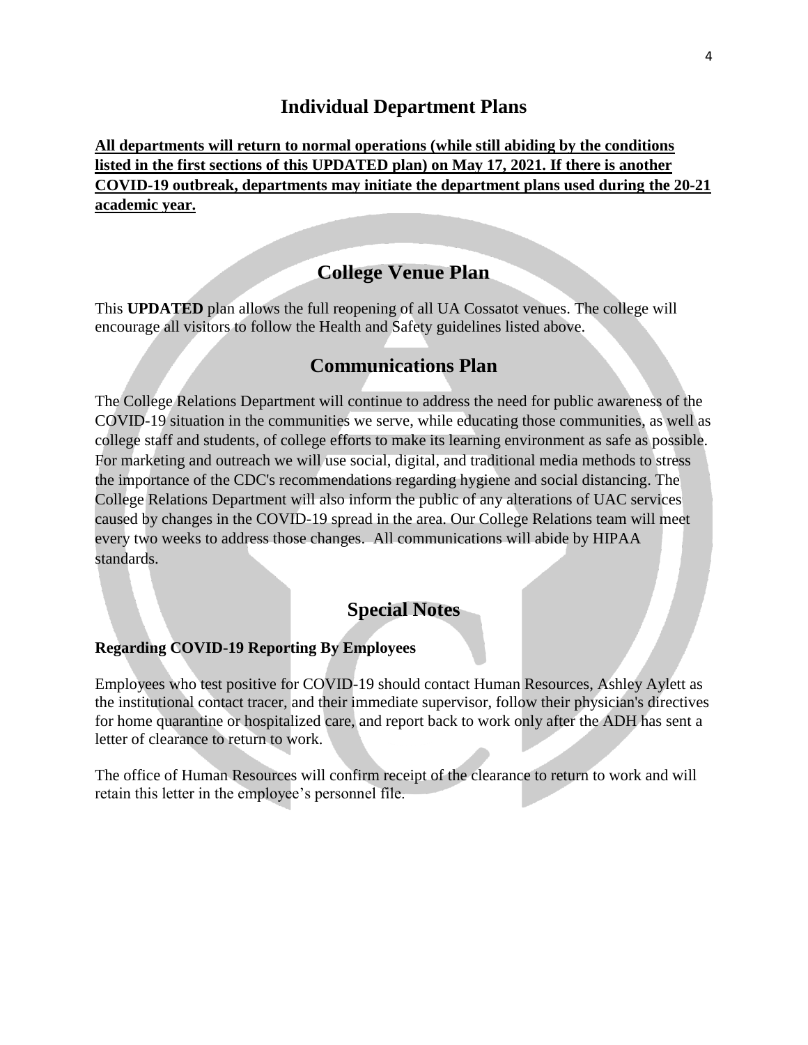## Individual Department Plans

**All departments will return to normal operations (while still abiding by the conditions listed in the first sections of this UPDATED plan) on May 17, 2021. If there is another COVID-19 outbreak, departments may initiate the department plans used during the 20-21 academic year.**

## College Venue Plan

This **UPDATED** plan allows the full reopening of all UA Cossatot venues. The college will encourage all visitors to follow the Health and Safety guidelines listed above.

## Communications Plan

The College Relations Department will continue to address the need for public awareness of the COVID-19 situation in the communities we serve, while educating those communities, as well as college staff and students, of college efforts to make its learning environment as safe as possible. For marketing and outreach we will use social, digital, and traditional media methods to stress the importance of the CDC's recommendations regarding hygiene and social distancing. The College Relations Department will also inform the public of any alterations of UAC services caused by changes in the COVID-19 spread in the area. Our College Relations team will meet every two weeks to address those changes. All communications will abide by HIPAA standards.

## Special Notes

### Regarding COVID-19 Reporting By Employees

Employees who test positive for COVID-19 should contact Human Resources, Ashley Aylett as the institutional contact tracer, and their immediate supervisor, follow their physician's directives for home quarantine or hospitalized care, and report back to work only after the ADH has sent a letter of clearance to return to work.

The office of Human Resources will confirm receipt of the clearance to return to work and will retain this letter in the employee's personnel file.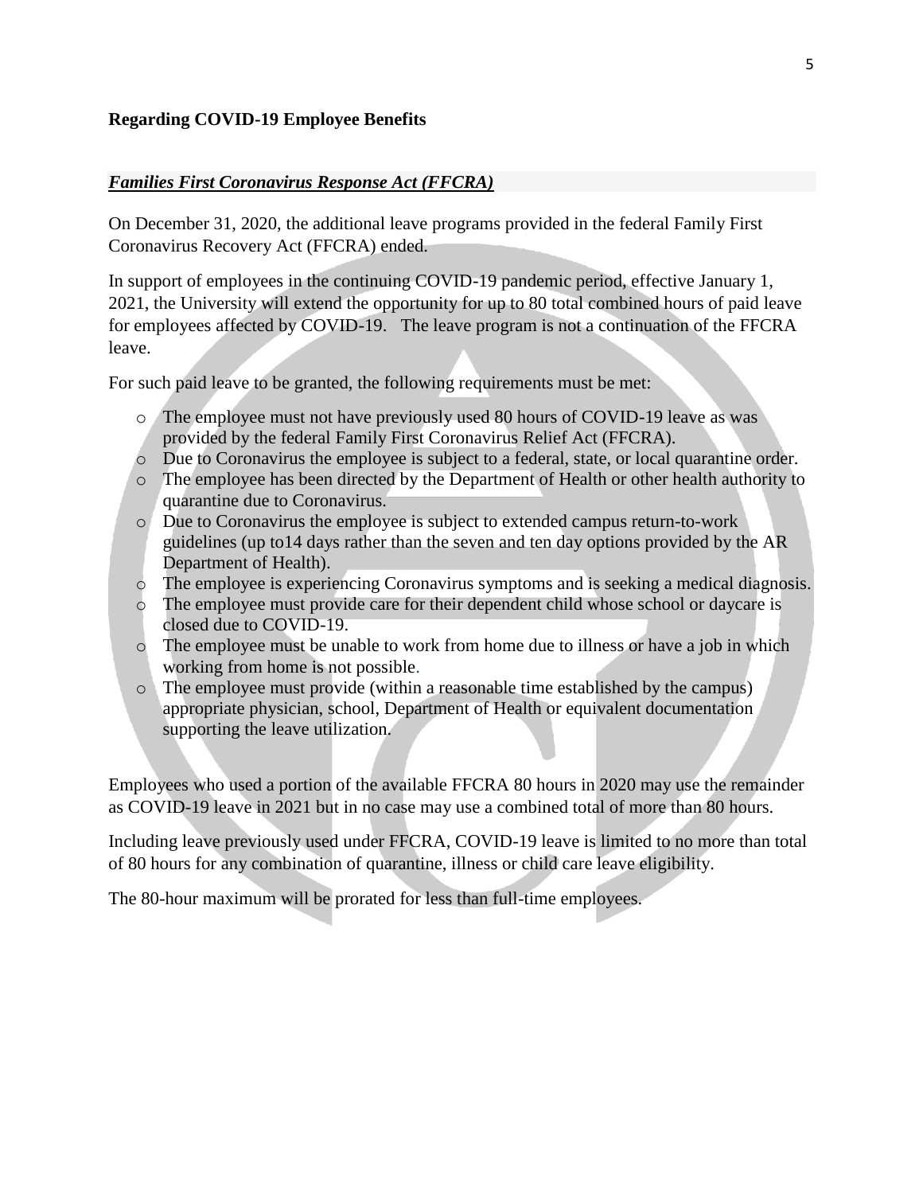**Regarding COVID-19 Employee Benefits**

***Families First Coronavirus Response Act (FFCRA)***

On December 31, 2020, the additional leave programs provided in the federal Family First Coronavirus Recovery Act (FFCRA) ended.

In support of employees in the continuing COVID-19 pandemic period, effective January 1, 2021, the University will extend the opportunity for up to 80 total combined hours of paid leave for employees affected by COVID-19. The leave program is not a continuation of the FFCRA leave.

For such paid leave to be granted, the following requirements must be met:

- The employee must not have previously used 80 hours of COVID-19 leave as was provided by the federal Family First Coronavirus Relief Act (FFCRA).
- Due to Coronavirus the employee is subject to a federal, state, or local quarantine order.
- The employee has been directed by the Department of Health or other health authority to quarantine due to Coronavirus.
- Due to Coronavirus the employee is subject to extended campus return-to-work guidelines (up to14 days rather than the seven and ten day options provided by the AR Department of Health).
- The employee is experiencing Coronavirus symptoms and is seeking a medical diagnosis.
- The employee must provide care for their dependent child whose school or daycare is closed due to COVID-19.
- The employee must be unable to work from home due to illness or have a job in which working from home is not possible.
- The employee must provide (within a reasonable time established by the campus) appropriate physician, school, Department of Health or equivalent documentation supporting the leave utilization.

Employees who used a portion of the available FFCRA 80 hours in 2020 may use the remainder as COVID-19 leave in 2021 but in no case may use a combined total of more than 80 hours.

Including leave previously used under FFCRA, COVID-19 leave is limited to no more than total of 80 hours for any combination of quarantine, illness or child care leave eligibility.

The 80-hour maximum will be prorated for less than full-time employees.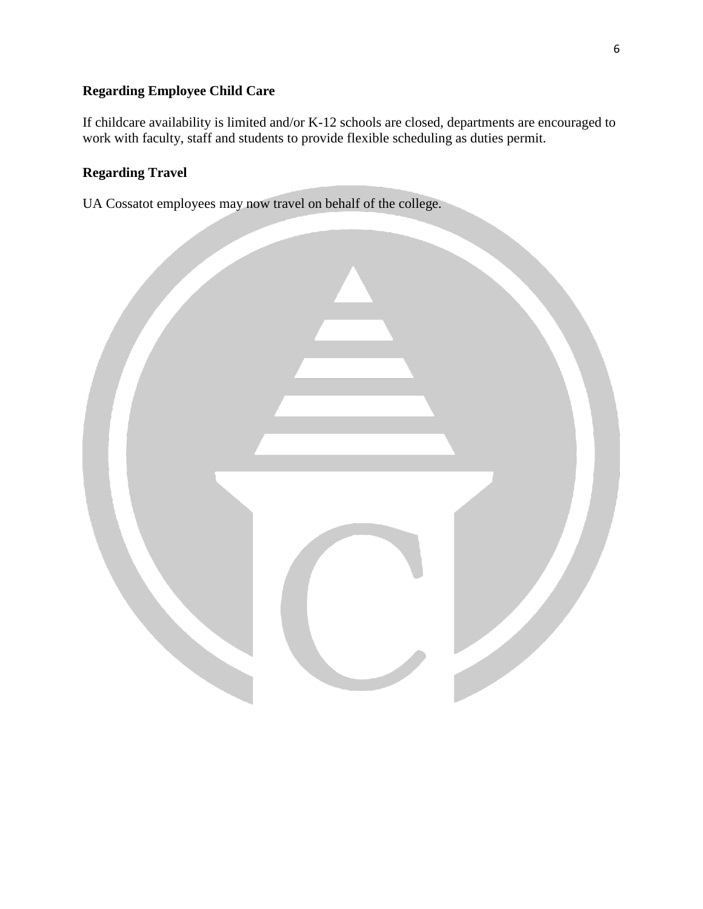**Regarding Employee Child Care**

If childcare availability is limited and/or K-12 schools are closed, departments are encouraged to work with faculty, staff and students to provide flexible scheduling as duties permit.

**Regarding Travel**

UA Cossatot employees may now travel on behalf of the college.